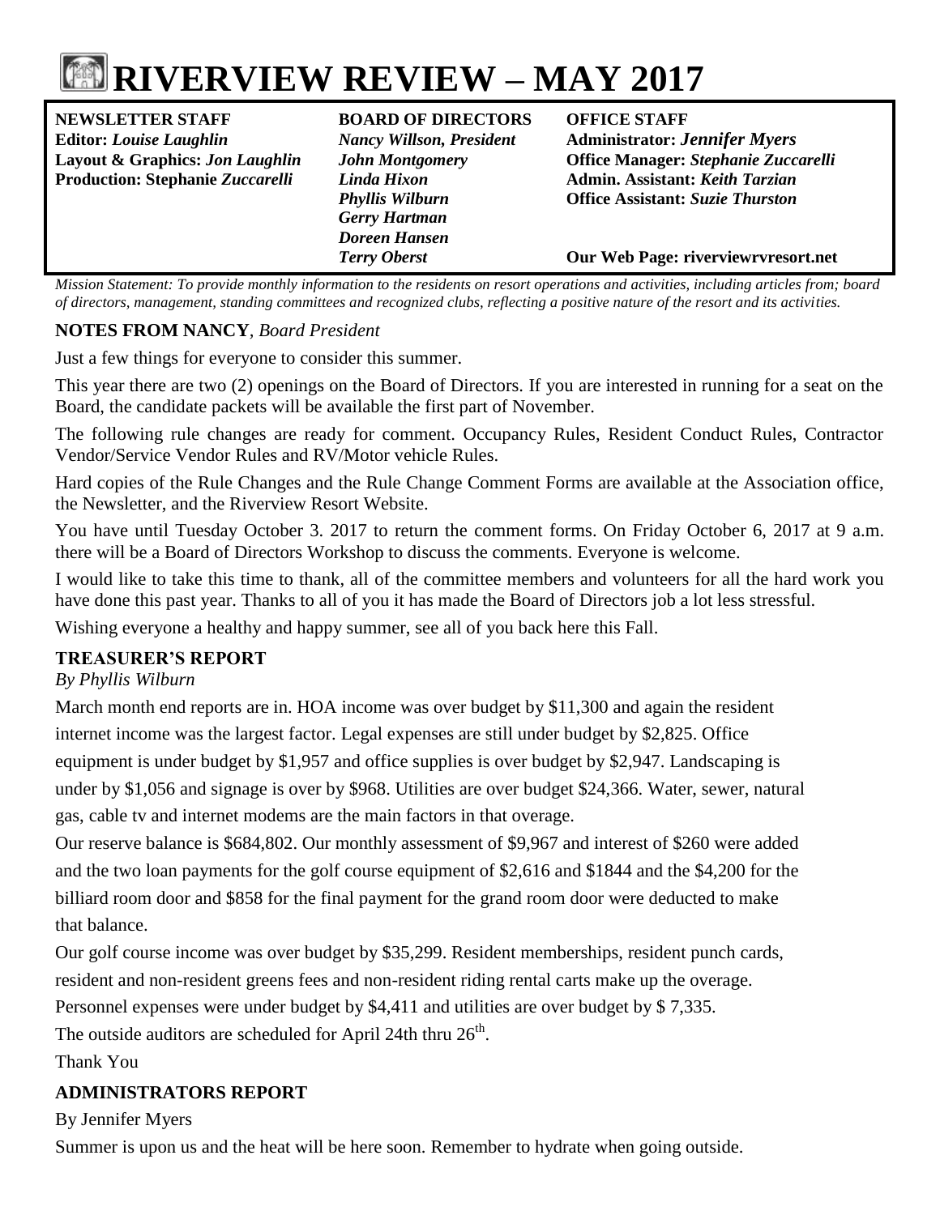# RIVERVIEW REVIEW – MAY 2017

| NEWSLETTER STAFF | BOARD OF DIRECTORS | OFFICE STAFF |
|---|---|---|
| Editor: *Louise Laughlin* | *Nancy Willson, President* | Administrator: *Jennifer Myers* |
| Layout & Graphics: *Jon Laughlin* | *John Montgomery* | Office Manager: *Stephanie Zuccarelli* |
| Production: Stephanie *Zuccarelli* | *Linda Hixon* | Admin. Assistant: *Keith Tarzian* |
| | *Phyllis Wilburn* | Office Assistant: *Suzie Thurston* |
| | *Gerry Hartman* | |
| | *Doreen Hansen* | |
| | *Terry Oberst* | Our Web Page: riverviewrvresort.net |

*Mission Statement: To provide monthly information to the residents on resort operations and activities, including articles from; board of directors, management, standing committees and recognized clubs, reflecting a positive nature of the resort and its activities.*

## NOTES FROM NANCY, *Board President*

Just a few things for everyone to consider this summer.

This year there are two (2) openings on the Board of Directors. If you are interested in running for a seat on the Board, the candidate packets will be available the first part of November.

The following rule changes are ready for comment. Occupancy Rules, Resident Conduct Rules, Contractor Vendor/Service Vendor Rules and RV/Motor vehicle Rules.

Hard copies of the Rule Changes and the Rule Change Comment Forms are available at the Association office, the Newsletter, and the Riverview Resort Website.

You have until Tuesday October 3. 2017 to return the comment forms. On Friday October 6, 2017 at 9 a.m. there will be a Board of Directors Workshop to discuss the comments. Everyone is welcome.

I would like to take this time to thank, all of the committee members and volunteers for all the hard work you have done this past year. Thanks to all of you it has made the Board of Directors job a lot less stressful.

Wishing everyone a healthy and happy summer, see all of you back here this Fall.

## TREASURER'S REPORT

*By Phyllis Wilburn*

March month end reports are in. HOA income was over budget by $11,300 and again the resident internet income was the largest factor. Legal expenses are still under budget by $2,825. Office equipment is under budget by $1,957 and office supplies is over budget by $2,947. Landscaping is under by $1,056 and signage is over by $968. Utilities are over budget $24,366. Water, sewer, natural gas, cable tv and internet modems are the main factors in that overage.

Our reserve balance is $684,802. Our monthly assessment of $9,967 and interest of $260 were added and the two loan payments for the golf course equipment of $2,616 and $1844 and the $4,200 for the billiard room door and $858 for the final payment for the grand room door were deducted to make that balance.

Our golf course income was over budget by $35,299. Resident memberships, resident punch cards, resident and non-resident greens fees and non-resident riding rental carts make up the overage.

Personnel expenses were under budget by $4,411 and utilities are over budget by $ 7,335.

The outside auditors are scheduled for April 24th thru 26th.

Thank You

## ADMINISTRATORS REPORT

By Jennifer Myers

Summer is upon us and the heat will be here soon. Remember to hydrate when going outside.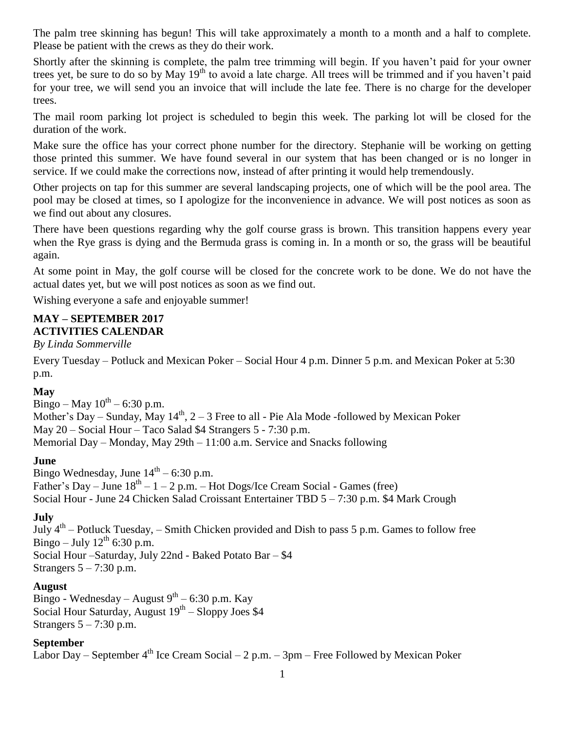The palm tree skinning has begun! This will take approximately a month to a month and a half to complete. Please be patient with the crews as they do their work.

Shortly after the skinning is complete, the palm tree trimming will begin. If you haven't paid for your owner trees yet, be sure to do so by May 19th to avoid a late charge. All trees will be trimmed and if you haven't paid for your tree, we will send you an invoice that will include the late fee. There is no charge for the developer trees.

The mail room parking lot project is scheduled to begin this week. The parking lot will be closed for the duration of the work.

Make sure the office has your correct phone number for the directory. Stephanie will be working on getting those printed this summer. We have found several in our system that has been changed or is no longer in service. If we could make the corrections now, instead of after printing it would help tremendously.

Other projects on tap for this summer are several landscaping projects, one of which will be the pool area. The pool may be closed at times, so I apologize for the inconvenience in advance. We will post notices as soon as we find out about any closures.

There have been questions regarding why the golf course grass is brown. This transition happens every year when the Rye grass is dying and the Bermuda grass is coming in. In a month or so, the grass will be beautiful again.

At some point in May, the golf course will be closed for the concrete work to be done. We do not have the actual dates yet, but we will post notices as soon as we find out.

Wishing everyone a safe and enjoyable summer!

## MAY – SEPTEMBER 2017 ACTIVITIES CALENDAR

*By Linda Sommerville*

Every Tuesday – Potluck and Mexican Poker – Social Hour 4 p.m. Dinner 5 p.m. and Mexican Poker at 5:30 p.m.

### May

Bingo – May 10th – 6:30 p.m.
Mother's Day – Sunday, May 14th, 2 – 3 Free to all - Pie Ala Mode -followed by Mexican Poker
May 20 – Social Hour – Taco Salad $4 Strangers 5 - 7:30 p.m.
Memorial Day – Monday, May 29th – 11:00 a.m. Service and Snacks following

### June

Bingo Wednesday, June 14th – 6:30 p.m.
Father's Day – June 18th – 1 – 2 p.m. – Hot Dogs/Ice Cream Social - Games (free)
Social Hour - June 24 Chicken Salad Croissant Entertainer TBD 5 – 7:30 p.m. $4 Mark Crough

### July

July 4th – Potluck Tuesday, – Smith Chicken provided and Dish to pass 5 p.m. Games to follow free
Bingo – July 12th 6:30 p.m.
Social Hour –Saturday, July 22nd - Baked Potato Bar – $4
Strangers 5 – 7:30 p.m.

### August

Bingo - Wednesday – August 9th – 6:30 p.m. Kay
Social Hour Saturday, August 19th – Sloppy Joes $4
Strangers 5 – 7:30 p.m.

### September

Labor Day – September 4th Ice Cream Social – 2 p.m. – 3pm – Free Followed by Mexican Poker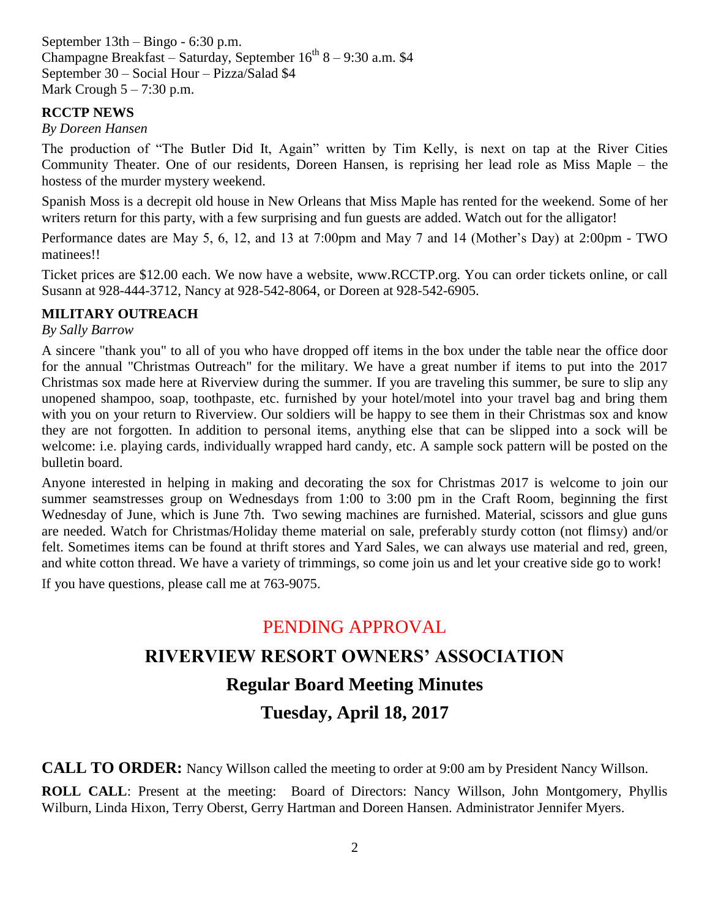September 13th – Bingo - 6:30 p.m.
Champagne Breakfast – Saturday, September 16th 8 – 9:30 a.m. $4
September 30 – Social Hour – Pizza/Salad $4
Mark Crough 5 – 7:30 p.m.

**RCCTP NEWS**

*By Doreen Hansen*

The production of "The Butler Did It, Again" written by Tim Kelly, is next on tap at the River Cities Community Theater. One of our residents, Doreen Hansen, is reprising her lead role as Miss Maple – the hostess of the murder mystery weekend.

Spanish Moss is a decrepit old house in New Orleans that Miss Maple has rented for the weekend. Some of her writers return for this party, with a few surprising and fun guests are added. Watch out for the alligator!

Performance dates are May 5, 6, 12, and 13 at 7:00pm and May 7 and 14 (Mother's Day) at 2:00pm - TWO matinees!!

Ticket prices are $12.00 each. We now have a website, www.RCCTP.org. You can order tickets online, or call Susann at 928-444-3712, Nancy at 928-542-8064, or Doreen at 928-542-6905.

**MILITARY OUTREACH**

*By Sally Barrow*

A sincere "thank you" to all of you who have dropped off items in the box under the table near the office door for the annual "Christmas Outreach" for the military. We have a great number if items to put into the 2017 Christmas sox made here at Riverview during the summer. If you are traveling this summer, be sure to slip any unopened shampoo, soap, toothpaste, etc. furnished by your hotel/motel into your travel bag and bring them with you on your return to Riverview. Our soldiers will be happy to see them in their Christmas sox and know they are not forgotten. In addition to personal items, anything else that can be slipped into a sock will be welcome: i.e. playing cards, individually wrapped hard candy, etc. A sample sock pattern will be posted on the bulletin board.

Anyone interested in helping in making and decorating the sox for Christmas 2017 is welcome to join our summer seamstresses group on Wednesdays from 1:00 to 3:00 pm in the Craft Room, beginning the first Wednesday of June, which is June 7th. Two sewing machines are furnished. Material, scissors and glue guns are needed. Watch for Christmas/Holiday theme material on sale, preferably sturdy cotton (not flimsy) and/or felt. Sometimes items can be found at thrift stores and Yard Sales, we can always use material and red, green, and white cotton thread. We have a variety of trimmings, so come join us and let your creative side go to work!

If you have questions, please call me at 763-9075.

PENDING APPROVAL

# RIVERVIEW RESORT OWNERS' ASSOCIATION

## Regular Board Meeting Minutes

## Tuesday, April 18, 2017

**CALL TO ORDER:** Nancy Willson called the meeting to order at 9:00 am by President Nancy Willson.

**ROLL CALL**: Present at the meeting: Board of Directors: Nancy Willson, John Montgomery, Phyllis Wilburn, Linda Hixon, Terry Oberst, Gerry Hartman and Doreen Hansen. Administrator Jennifer Myers.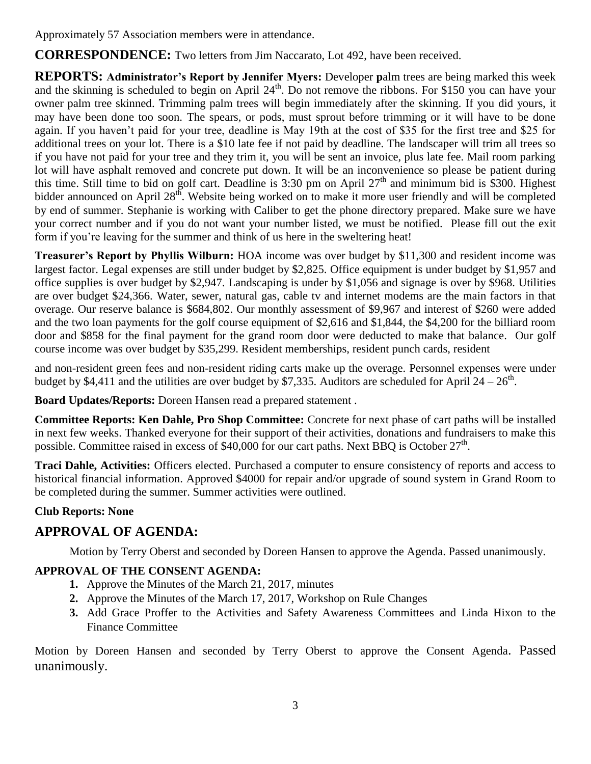Approximately 57 Association members were in attendance.

**CORRESPONDENCE:** Two letters from Jim Naccarato, Lot 492, have been received.

**REPORTS: Administrator's Report by Jennifer Myers:** Developer **p**alm trees are being marked this week and the skinning is scheduled to begin on April 24th. Do not remove the ribbons. For $150 you can have your owner palm tree skinned. Trimming palm trees will begin immediately after the skinning. If you did yours, it may have been done too soon. The spears, or pods, must sprout before trimming or it will have to be done again. If you haven't paid for your tree, deadline is May 19th at the cost of $35 for the first tree and $25 for additional trees on your lot. There is a $10 late fee if not paid by deadline. The landscaper will trim all trees so if you have not paid for your tree and they trim it, you will be sent an invoice, plus late fee. Mail room parking lot will have asphalt removed and concrete put down. It will be an inconvenience so please be patient during this time. Still time to bid on golf cart. Deadline is 3:30 pm on April 27th and minimum bid is $300. Highest bidder announced on April 28th. Website being worked on to make it more user friendly and will be completed by end of summer. Stephanie is working with Caliber to get the phone directory prepared. Make sure we have your correct number and if you do not want your number listed, we must be notified. Please fill out the exit form if you're leaving for the summer and think of us here in the sweltering heat!

**Treasurer's Report by Phyllis Wilburn:** HOA income was over budget by $11,300 and resident income was largest factor. Legal expenses are still under budget by $2,825. Office equipment is under budget by $1,957 and office supplies is over budget by $2,947. Landscaping is under by $1,056 and signage is over by $968. Utilities are over budget $24,366. Water, sewer, natural gas, cable tv and internet modems are the main factors in that overage. Our reserve balance is $684,802. Our monthly assessment of $9,967 and interest of $260 were added and the two loan payments for the golf course equipment of $2,616 and $1,844, the $4,200 for the billiard room door and $858 for the final payment for the grand room door were deducted to make that balance. Our golf course income was over budget by $35,299. Resident memberships, resident punch cards, resident and non-resident green fees and non-resident riding carts make up the overage. Personnel expenses were under budget by $4,411 and the utilities are over budget by $7,335. Auditors are scheduled for April 24 – 26th.

**Board Updates/Reports:** Doreen Hansen read a prepared statement .

**Committee Reports: Ken Dahle, Pro Shop Committee:** Concrete for next phase of cart paths will be installed in next few weeks. Thanked everyone for their support of their activities, donations and fundraisers to make this possible. Committee raised in excess of $40,000 for our cart paths. Next BBQ is October 27th.

**Traci Dahle, Activities:** Officers elected. Purchased a computer to ensure consistency of reports and access to historical financial information. Approved $4000 for repair and/or upgrade of sound system in Grand Room to be completed during the summer. Summer activities were outlined.

**Club Reports: None**

## APPROVAL OF AGENDA:

Motion by Terry Oberst and seconded by Doreen Hansen to approve the Agenda. Passed unanimously.

### APPROVAL OF THE CONSENT AGENDA:

1. Approve the Minutes of the March 21, 2017, minutes
2. Approve the Minutes of the March 17, 2017, Workshop on Rule Changes
3. Add Grace Proffer to the Activities and Safety Awareness Committees and Linda Hixon to the Finance Committee

Motion by Doreen Hansen and seconded by Terry Oberst to approve the Consent Agenda. Passed unanimously.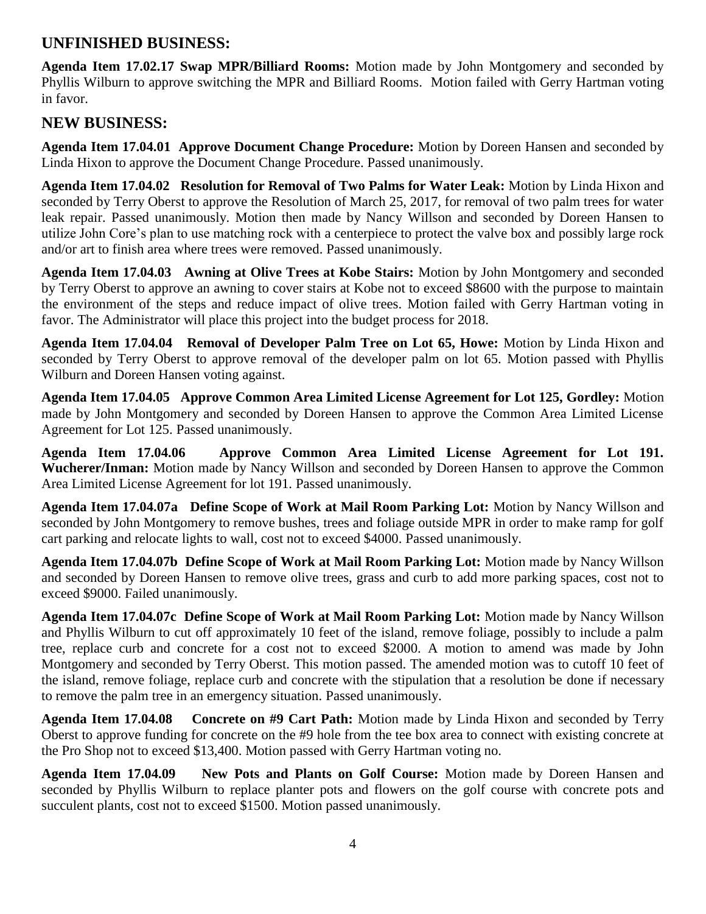## UNFINISHED BUSINESS:

**Agenda Item 17.02.17 Swap MPR/Billiard Rooms:** Motion made by John Montgomery and seconded by Phyllis Wilburn to approve switching the MPR and Billiard Rooms. Motion failed with Gerry Hartman voting in favor.

## NEW BUSINESS:

**Agenda Item 17.04.01 Approve Document Change Procedure:** Motion by Doreen Hansen and seconded by Linda Hixon to approve the Document Change Procedure. Passed unanimously.

**Agenda Item 17.04.02 Resolution for Removal of Two Palms for Water Leak:** Motion by Linda Hixon and seconded by Terry Oberst to approve the Resolution of March 25, 2017, for removal of two palm trees for water leak repair. Passed unanimously. Motion then made by Nancy Willson and seconded by Doreen Hansen to utilize John Core's plan to use matching rock with a centerpiece to protect the valve box and possibly large rock and/or art to finish area where trees were removed. Passed unanimously.

**Agenda Item 17.04.03 Awning at Olive Trees at Kobe Stairs:** Motion by John Montgomery and seconded by Terry Oberst to approve an awning to cover stairs at Kobe not to exceed $8600 with the purpose to maintain the environment of the steps and reduce impact of olive trees. Motion failed with Gerry Hartman voting in favor. The Administrator will place this project into the budget process for 2018.

**Agenda Item 17.04.04 Removal of Developer Palm Tree on Lot 65, Howe:** Motion by Linda Hixon and seconded by Terry Oberst to approve removal of the developer palm on lot 65. Motion passed with Phyllis Wilburn and Doreen Hansen voting against.

**Agenda Item 17.04.05 Approve Common Area Limited License Agreement for Lot 125, Gordley:** Motion made by John Montgomery and seconded by Doreen Hansen to approve the Common Area Limited License Agreement for Lot 125. Passed unanimously.

**Agenda Item 17.04.06 Approve Common Area Limited License Agreement for Lot 191. Wucherer/Inman:** Motion made by Nancy Willson and seconded by Doreen Hansen to approve the Common Area Limited License Agreement for lot 191. Passed unanimously.

**Agenda Item 17.04.07a Define Scope of Work at Mail Room Parking Lot:** Motion by Nancy Willson and seconded by John Montgomery to remove bushes, trees and foliage outside MPR in order to make ramp for golf cart parking and relocate lights to wall, cost not to exceed $4000. Passed unanimously.

**Agenda Item 17.04.07b Define Scope of Work at Mail Room Parking Lot:** Motion made by Nancy Willson and seconded by Doreen Hansen to remove olive trees, grass and curb to add more parking spaces, cost not to exceed $9000. Failed unanimously.

**Agenda Item 17.04.07c Define Scope of Work at Mail Room Parking Lot:** Motion made by Nancy Willson and Phyllis Wilburn to cut off approximately 10 feet of the island, remove foliage, possibly to include a palm tree, replace curb and concrete for a cost not to exceed $2000. A motion to amend was made by John Montgomery and seconded by Terry Oberst. This motion passed. The amended motion was to cutoff 10 feet of the island, remove foliage, replace curb and concrete with the stipulation that a resolution be done if necessary to remove the palm tree in an emergency situation. Passed unanimously.

**Agenda Item 17.04.08 Concrete on #9 Cart Path:** Motion made by Linda Hixon and seconded by Terry Oberst to approve funding for concrete on the #9 hole from the tee box area to connect with existing concrete at the Pro Shop not to exceed $13,400. Motion passed with Gerry Hartman voting no.

**Agenda Item 17.04.09 New Pots and Plants on Golf Course:** Motion made by Doreen Hansen and seconded by Phyllis Wilburn to replace planter pots and flowers on the golf course with concrete pots and succulent plants, cost not to exceed $1500. Motion passed unanimously.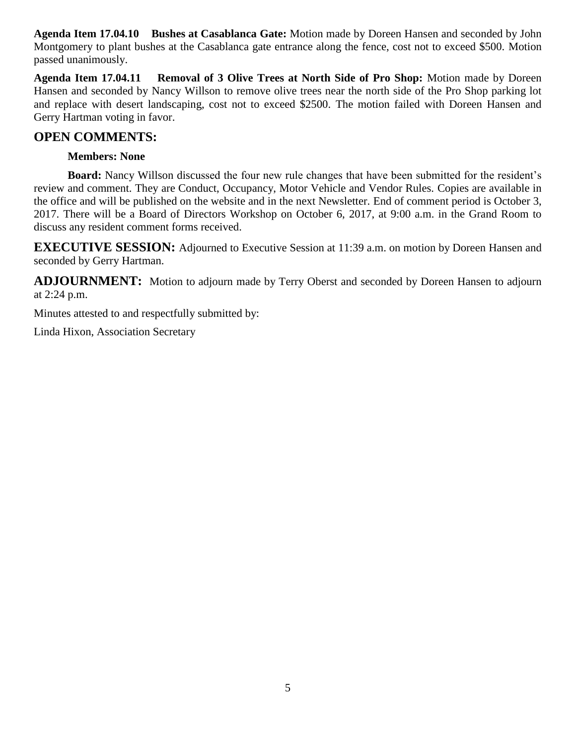**Agenda Item 17.04.10 Bushes at Casablanca Gate:** Motion made by Doreen Hansen and seconded by John Montgomery to plant bushes at the Casablanca gate entrance along the fence, cost not to exceed $500. Motion passed unanimously.

**Agenda Item 17.04.11 Removal of 3 Olive Trees at North Side of Pro Shop:** Motion made by Doreen Hansen and seconded by Nancy Willson to remove olive trees near the north side of the Pro Shop parking lot and replace with desert landscaping, cost not to exceed $2500. The motion failed with Doreen Hansen and Gerry Hartman voting in favor.

## OPEN COMMENTS:

**Members: None**

**Board:** Nancy Willson discussed the four new rule changes that have been submitted for the resident's review and comment. They are Conduct, Occupancy, Motor Vehicle and Vendor Rules. Copies are available in the office and will be published on the website and in the next Newsletter. End of comment period is October 3, 2017. There will be a Board of Directors Workshop on October 6, 2017, at 9:00 a.m. in the Grand Room to discuss any resident comment forms received.

**EXECUTIVE SESSION:** Adjourned to Executive Session at 11:39 a.m. on motion by Doreen Hansen and seconded by Gerry Hartman.

**ADJOURNMENT:** Motion to adjourn made by Terry Oberst and seconded by Doreen Hansen to adjourn at 2:24 p.m.

Minutes attested to and respectfully submitted by:

Linda Hixon, Association Secretary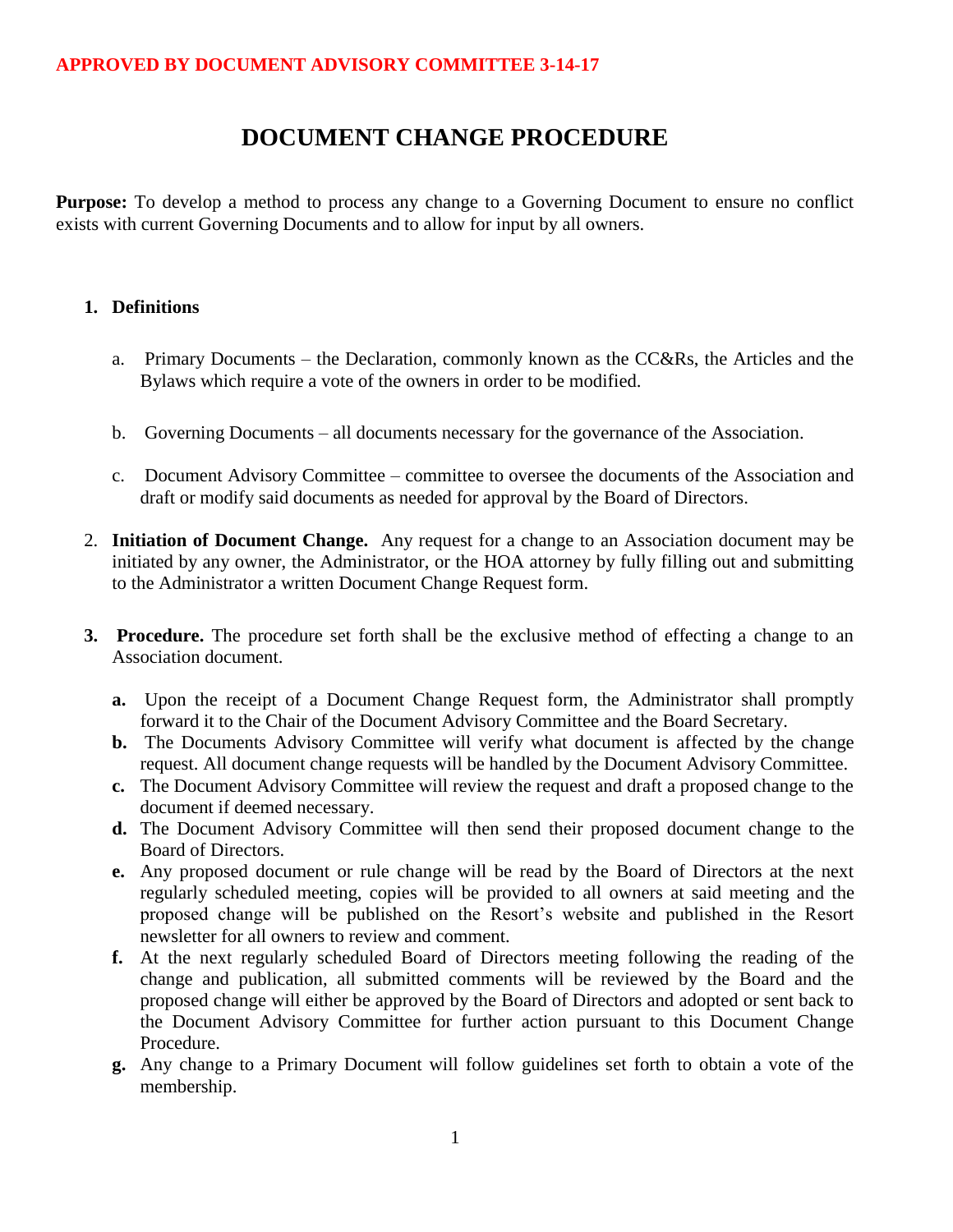**APPROVED BY DOCUMENT ADVISORY COMMITTEE 3-14-17**

# DOCUMENT CHANGE PROCEDURE

**Purpose:** To develop a method to process any change to a Governing Document to ensure no conflict exists with current Governing Documents and to allow for input by all owners.

1. **Definitions**

    a. Primary Documents – the Declaration, commonly known as the CC&Rs, the Articles and the Bylaws which require a vote of the owners in order to be modified.

    b. Governing Documents – all documents necessary for the governance of the Association.

    c. Document Advisory Committee – committee to oversee the documents of the Association and draft or modify said documents as needed for approval by the Board of Directors.

2. **Initiation of Document Change.** Any request for a change to an Association document may be initiated by any owner, the Administrator, or the HOA attorney by fully filling out and submitting to the Administrator a written Document Change Request form.

3. **Procedure.** The procedure set forth shall be the exclusive method of effecting a change to an Association document.

    **a.** Upon the receipt of a Document Change Request form, the Administrator shall promptly forward it to the Chair of the Document Advisory Committee and the Board Secretary.

    **b.** The Documents Advisory Committee will verify what document is affected by the change request. All document change requests will be handled by the Document Advisory Committee.

    **c.** The Document Advisory Committee will review the request and draft a proposed change to the document if deemed necessary.

    **d.** The Document Advisory Committee will then send their proposed document change to the Board of Directors.

    **e.** Any proposed document or rule change will be read by the Board of Directors at the next regularly scheduled meeting, copies will be provided to all owners at said meeting and the proposed change will be published on the Resort's website and published in the Resort newsletter for all owners to review and comment.

    **f.** At the next regularly scheduled Board of Directors meeting following the reading of the change and publication, all submitted comments will be reviewed by the Board and the proposed change will either be approved by the Board of Directors and adopted or sent back to the Document Advisory Committee for further action pursuant to this Document Change Procedure.

    **g.** Any change to a Primary Document will follow guidelines set forth to obtain a vote of the membership.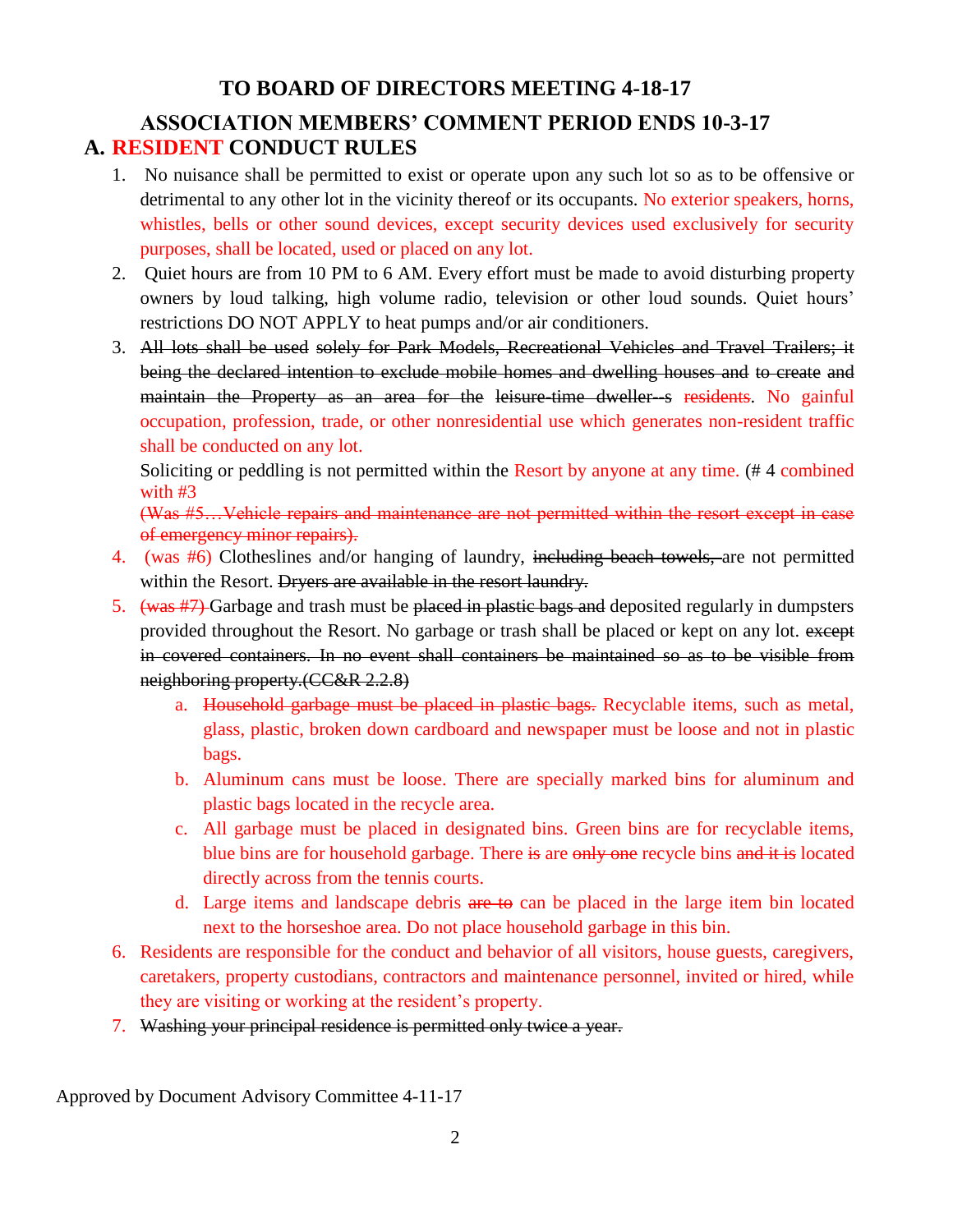**TO BOARD OF DIRECTORS MEETING 4-18-17**

**ASSOCIATION MEMBERS' COMMENT PERIOD ENDS 10-3-17**

## A. RESIDENT CONDUCT RULES

1. No nuisance shall be permitted to exist or operate upon any such lot so as to be offensive or detrimental to any other lot in the vicinity thereof or its occupants. No exterior speakers, horns, whistles, bells or other sound devices, except security devices used exclusively for security purposes, shall be located, used or placed on any lot.
2. Quiet hours are from 10 PM to 6 AM. Every effort must be made to avoid disturbing property owners by loud talking, high volume radio, television or other loud sounds. Quiet hours' restrictions DO NOT APPLY to heat pumps and/or air conditioners.
3. ~~All lots shall be used solely for Park Models, Recreational Vehicles and Travel Trailers; it being the declared intention to exclude mobile homes and dwelling houses and to create and maintain the Property as an area for the leisure-time dweller--s~~ residents. No gainful occupation, profession, trade, or other nonresidential use which generates non-resident traffic shall be conducted on any lot.

   Soliciting or peddling is not permitted within the Resort by anyone at any time. (# 4 combined with #3

   ~~(Was #5…Vehicle repairs and maintenance are not permitted within the resort except in case of emergency minor repairs).~~
4. (was #6) Clotheslines and/or hanging of laundry, ~~including beach towels,~~ are not permitted within the Resort. ~~Dryers are available in the resort laundry.~~
5. ~~(was #7)~~ Garbage and trash must be ~~placed in plastic bags and~~ deposited regularly in dumpsters provided throughout the Resort. No garbage or trash shall be placed or kept on any lot. ~~except in covered containers. In no event shall containers be maintained so as to be visible from neighboring property.(CC&R 2.2.8)~~
   a. ~~Household garbage must be placed in plastic bags.~~ Recyclable items, such as metal, glass, plastic, broken down cardboard and newspaper must be loose and not in plastic bags.
   b. Aluminum cans must be loose. There are specially marked bins for aluminum and plastic bags located in the recycle area.
   c. All garbage must be placed in designated bins. Green bins are for recyclable items, blue bins are for household garbage. There ~~is~~ are ~~only one~~ recycle bins ~~and it is~~ located directly across from the tennis courts.
   d. Large items and landscape debris ~~are to~~ can be placed in the large item bin located next to the horseshoe area. Do not place household garbage in this bin.
6. Residents are responsible for the conduct and behavior of all visitors, house guests, caregivers, caretakers, property custodians, contractors and maintenance personnel, invited or hired, while they are visiting or working at the resident's property.
7. ~~Washing your principal residence is permitted only twice a year.~~

Approved by Document Advisory Committee 4-11-17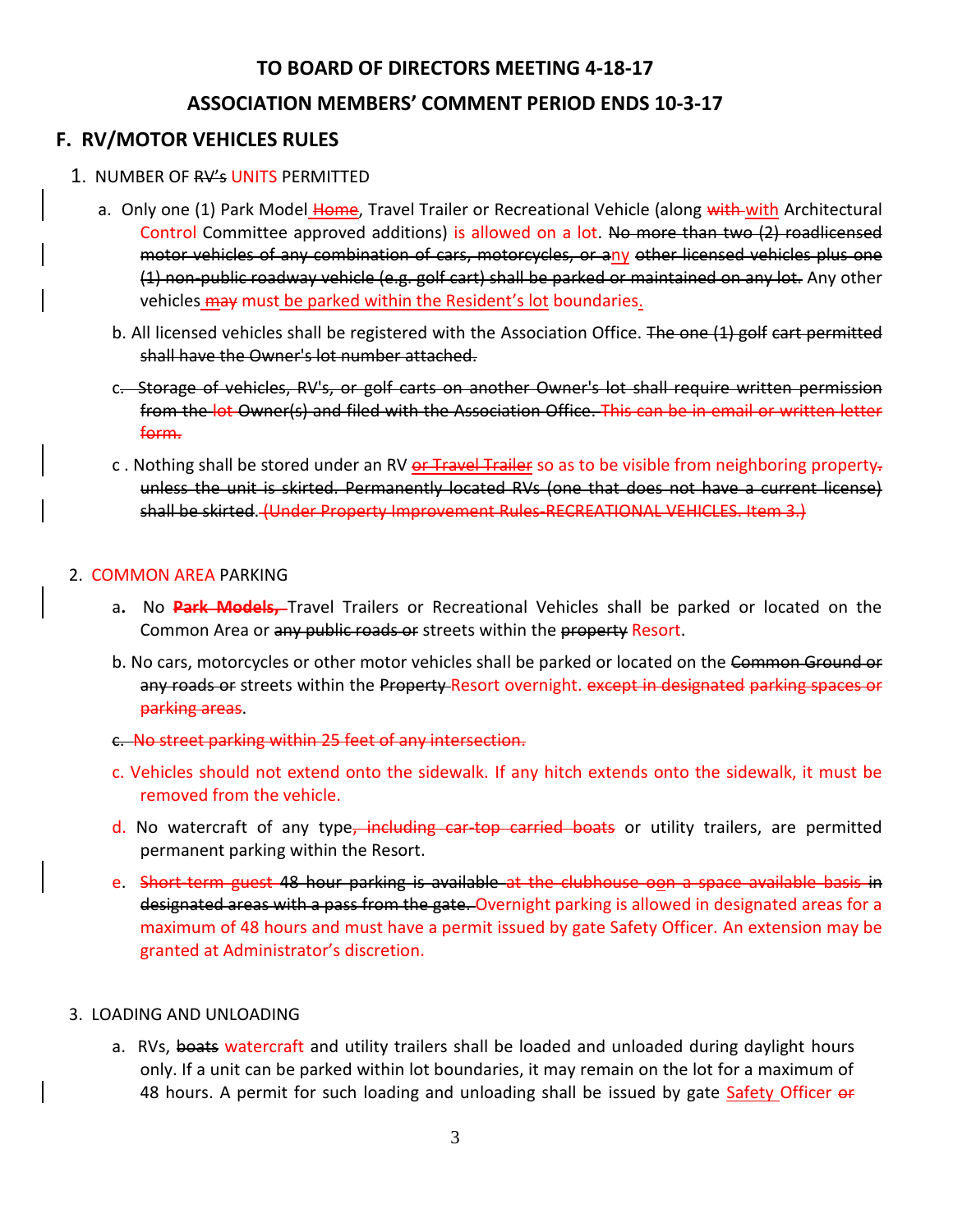## TO BOARD OF DIRECTORS MEETING 4-18-17

## ASSOCIATION MEMBERS' COMMENT PERIOD ENDS 10-3-17

## F. RV/MOTOR VEHICLES RULES

1. NUMBER OF ~~RV's~~ UNITS PERMITTED

   a. Only one (1) Park Model ~~Home~~, Travel Trailer or Recreational Vehicle (along ~~with~~ with Architectural Control Committee approved additions) is allowed on a lot. ~~No more than two (2) roadlicensed motor vehicles of any combination of cars, motorcycles, or a~~ny ~~other licensed vehicles plus one (1) non-public roadway vehicle (e.g. golf cart) shall be parked or maintained on any lot.~~ Any other vehicles ~~may~~ must be parked within the Resident's lot boundaries.

   b. All licensed vehicles shall be registered with the Association Office. ~~The one (1) golf cart permitted shall have the Owner's lot number attached.~~

   ~~c. Storage of vehicles, RV's, or golf carts on another Owner's lot shall require written permission from the lot Owner(s) and filed with the Association Office. This can be in email or written letter form.~~

   c . Nothing shall be stored under an RV ~~or Travel Trailer~~ so as to be visible from neighboring property~~. unless the unit is skirted. Permanently located RVs (one that does not have a current license) shall be skirted. (Under Property Improvement Rules-RECREATIONAL VEHICLES. Item 3.)~~

2. COMMON AREA PARKING

   a. No ~~**Park Models,**~~ Travel Trailers or Recreational Vehicles shall be parked or located on the Common Area or ~~any public roads or~~ streets within the ~~property~~ Resort.

   b. No cars, motorcycles or other motor vehicles shall be parked or located on the ~~Common Ground or any roads or~~ streets within the ~~Property~~ Resort overnight. ~~except in designated parking spaces or parking areas~~.

   ~~c. No street parking within 25 feet of any intersection.~~

   c. Vehicles should not extend onto the sidewalk. If any hitch extends onto the sidewalk, it must be removed from the vehicle.

   d. No watercraft of any type~~, including car-top carried boats~~ or utility trailers, are permitted permanent parking within the Resort.

   e. ~~Short-term guest 48 hour parking is available at the clubhouse oon a space available basis in designated areas with a pass from the gate.~~ Overnight parking is allowed in designated areas for a maximum of 48 hours and must have a permit issued by gate Safety Officer. An extension may be granted at Administrator's discretion.

3. LOADING AND UNLOADING

   a. RVs, ~~boats~~ watercraft and utility trailers shall be loaded and unloaded during daylight hours only. If a unit can be parked within lot boundaries, it may remain on the lot for a maximum of 48 hours. A permit for such loading and unloading shall be issued by gate Safety Officer ~~or~~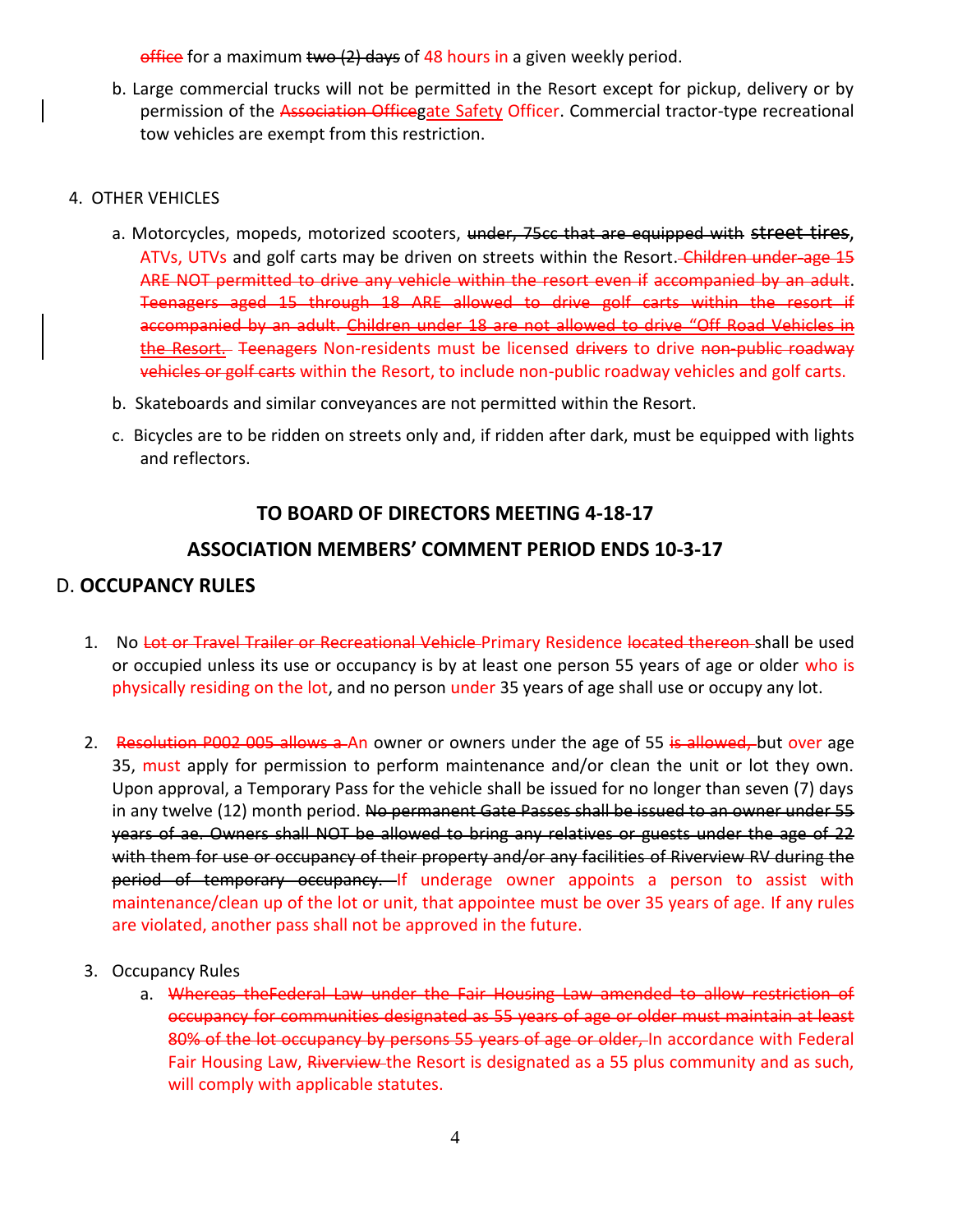~~office~~ for a maximum ~~two (2) days~~ of 48 hours in a given weekly period.

b. Large commercial trucks will not be permitted in the Resort except for pickup, delivery or by permission of the ~~Association Office~~gate Safety Officer. Commercial tractor-type recreational tow vehicles are exempt from this restriction.

4. OTHER VEHICLES

a. Motorcycles, mopeds, motorized scooters, ~~under, 75cc that are equipped with street tires~~, ATVs, UTVs and golf carts may be driven on streets within the Resort. ~~Children under age 15 ARE NOT permitted to drive any vehicle within the resort even if accompanied by an adult. Teenagers aged 15 through 18 ARE allowed to drive golf carts within the resort if accompanied by an adult. Children under 18 are not allowed to drive "Off Road Vehicles in the Resort.~~ ~~Teenagers~~ Non-residents must be licensed ~~drivers~~ to drive ~~non-public roadway vehicles or golf carts~~ within the Resort, to include non-public roadway vehicles and golf carts.

b. Skateboards and similar conveyances are not permitted within the Resort.

c. Bicycles are to be ridden on streets only and, if ridden after dark, must be equipped with lights and reflectors.

## TO BOARD OF DIRECTORS MEETING 4-18-17

## ASSOCIATION MEMBERS' COMMENT PERIOD ENDS 10-3-17

## D. OCCUPANCY RULES

1. No ~~Lot or Travel Trailer or Recreational Vehicle~~ Primary Residence ~~located thereon~~ shall be used or occupied unless its use or occupancy is by at least one person 55 years of age or older who is physically residing on the lot, and no person under 35 years of age shall use or occupy any lot.

2. ~~Resolution P002 005 allows a~~ An owner or owners under the age of 55 ~~is allowed,~~ but over age 35, must apply for permission to perform maintenance and/or clean the unit or lot they own. Upon approval, a Temporary Pass for the vehicle shall be issued for no longer than seven (7) days in any twelve (12) month period. ~~No permanent Gate Passes shall be issued to an owner under 55 years of ae. Owners shall NOT be allowed to bring any relatives or guests under the age of 22 with them for use or occupancy of their property and/or any facilities of Riverview RV during the period of temporary occupancy.~~ If underage owner appoints a person to assist with maintenance/clean up of the lot or unit, that appointee must be over 35 years of age. If any rules are violated, another pass shall not be approved in the future.

3. Occupancy Rules

   a. ~~Whereas theFederal Law under the Fair Housing Law amended to allow restriction of occupancy for communities designated as 55 years of age or older must maintain at least 80% of the lot occupancy by persons 55 years of age or older,~~ In accordance with Federal Fair Housing Law, ~~Riverview~~ the Resort is designated as a 55 plus community and as such, will comply with applicable statutes.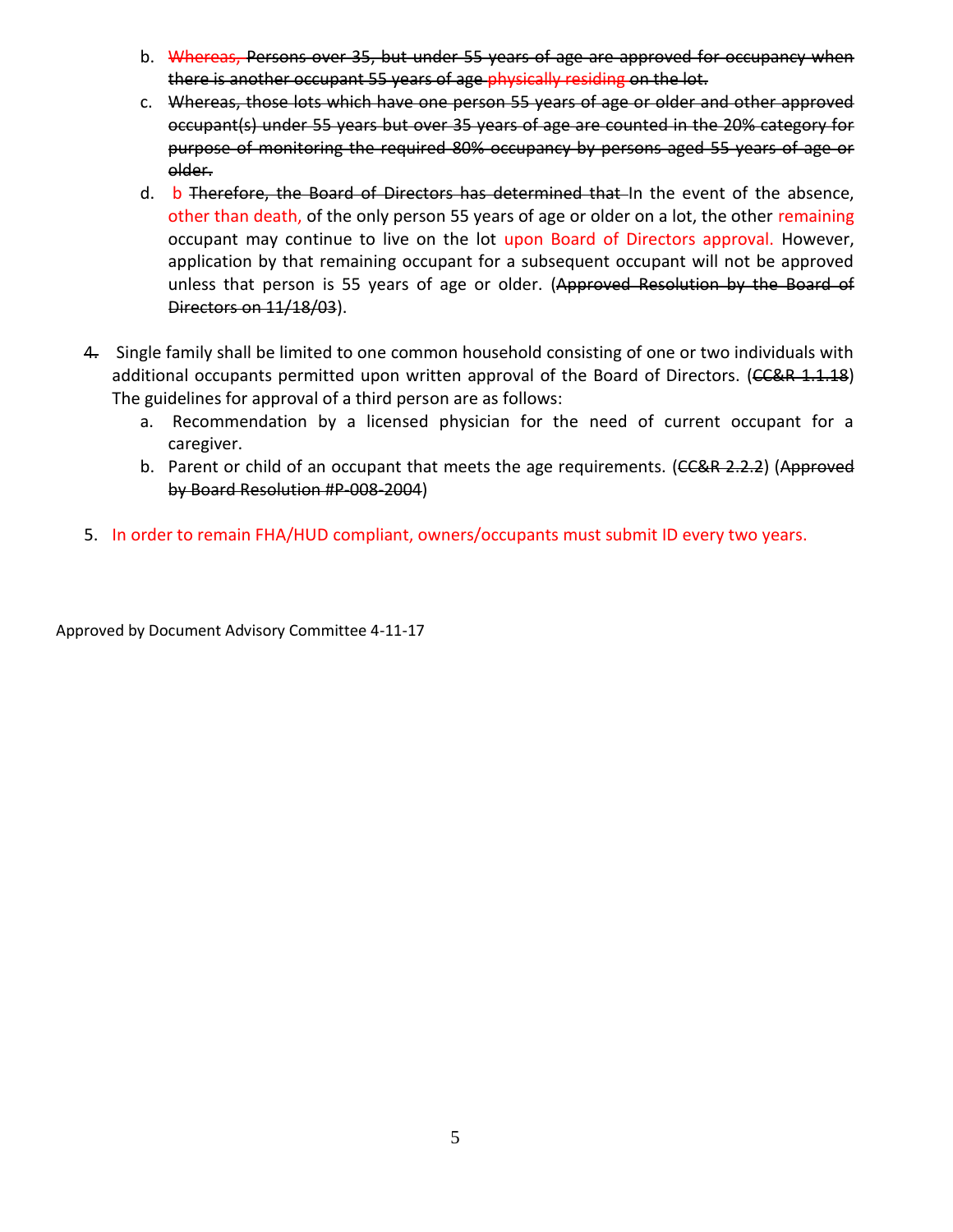b. ~~Whereas, Persons over 35, but under 55 years of age are approved for occupancy when there is another occupant 55 years of age physically residing on the lot.~~

c. ~~Whereas, those lots which have one person 55 years of age or older and other approved occupant(s) under 55 years but over 35 years of age are counted in the 20% category for purpose of monitoring the required 80% occupancy by persons aged 55 years of age or older.~~

d. b ~~Therefore, the Board of Directors has determined that~~ In the event of the absence, other than death, of the only person 55 years of age or older on a lot, the other remaining occupant may continue to live on the lot upon Board of Directors approval. However, application by that remaining occupant for a subsequent occupant will not be approved unless that person is 55 years of age or older. (~~Approved Resolution by the Board of Directors on 11/18/03~~).

~~4.~~ Single family shall be limited to one common household consisting of one or two individuals with additional occupants permitted upon written approval of the Board of Directors. (~~CC&R 1.1.18~~) The guidelines for approval of a third person are as follows:

a. Recommendation by a licensed physician for the need of current occupant for a caregiver.

b. Parent or child of an occupant that meets the age requirements. (~~CC&R 2.2.2~~) (~~Approved by Board Resolution #P-008-2004~~)

5. In order to remain FHA/HUD compliant, owners/occupants must submit ID every two years.

Approved by Document Advisory Committee 4-11-17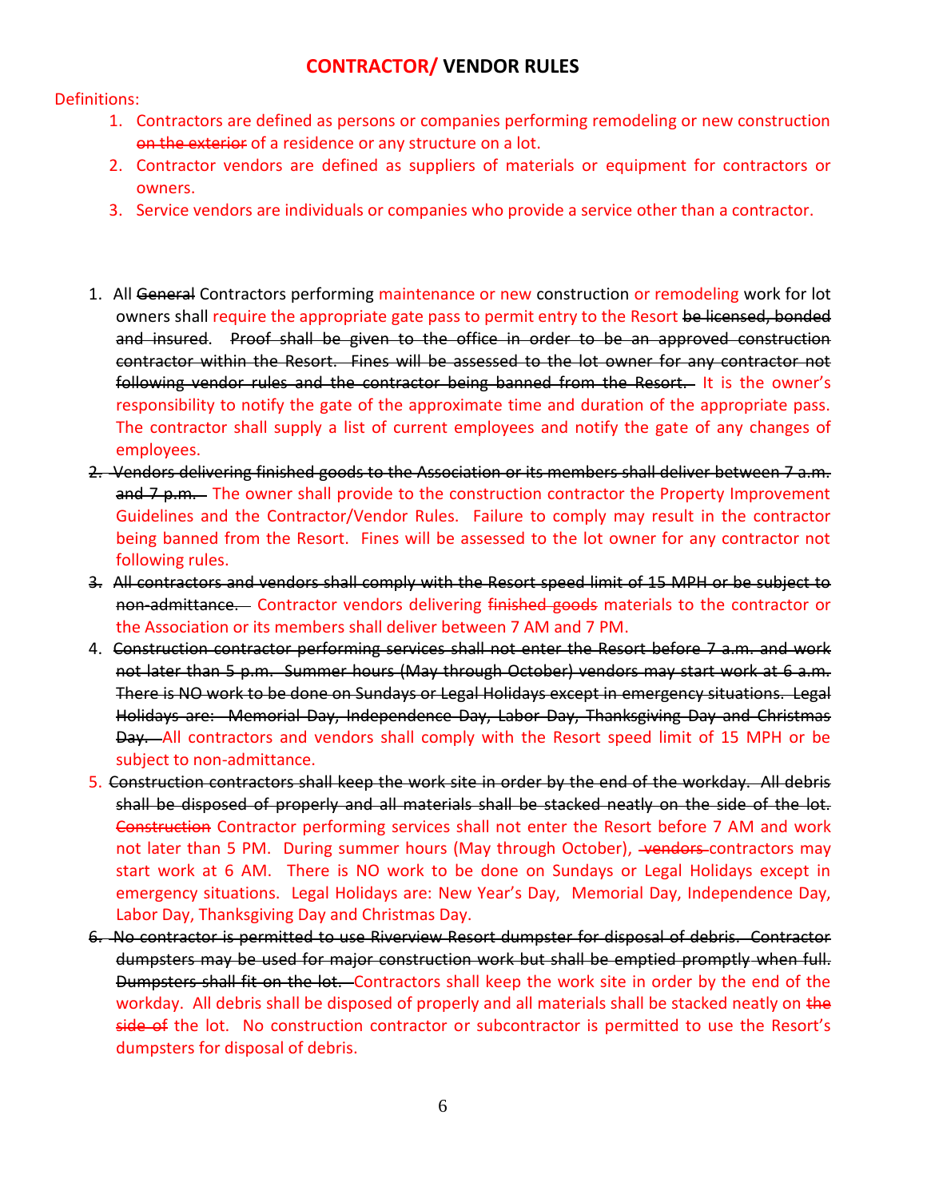# CONTRACTOR/ VENDOR RULES

Definitions:

1. Contractors are defined as persons or companies performing remodeling or new construction ~~on the exterior~~ of a residence or any structure on a lot.
2. Contractor vendors are defined as suppliers of materials or equipment for contractors or owners.
3. Service vendors are individuals or companies who provide a service other than a contractor.

1. All ~~General~~ Contractors performing maintenance or new construction or remodeling work for lot owners shall require the appropriate gate pass to permit entry to the Resort ~~be licensed, bonded and insured. Proof shall be given to the office in order to be an approved construction contractor within the Resort. Fines will be assessed to the lot owner for any contractor not following vendor rules and the contractor being banned from the Resort.~~ It is the owner's responsibility to notify the gate of the approximate time and duration of the appropriate pass. The contractor shall supply a list of current employees and notify the gate of any changes of employees.
2. ~~Vendors delivering finished goods to the Association or its members shall deliver between 7 a.m. and 7 p.m.~~ The owner shall provide to the construction contractor the Property Improvement Guidelines and the Contractor/Vendor Rules. Failure to comply may result in the contractor being banned from the Resort. Fines will be assessed to the lot owner for any contractor not following rules.
3. ~~All contractors and vendors shall comply with the Resort speed limit of 15 MPH or be subject to non-admittance.~~ Contractor vendors delivering ~~finished goods~~ materials to the contractor or the Association or its members shall deliver between 7 AM and 7 PM.
4. ~~Construction contractor performing services shall not enter the Resort before 7 a.m. and work not later than 5 p.m. Summer hours (May through October) vendors may start work at 6 a.m. There is NO work to be done on Sundays or Legal Holidays except in emergency situations. Legal Holidays are: Memorial Day, Independence Day, Labor Day, Thanksgiving Day and Christmas Day.~~ All contractors and vendors shall comply with the Resort speed limit of 15 MPH or be subject to non-admittance.
5. ~~Construction contractors shall keep the work site in order by the end of the workday. All debris shall be disposed of properly and all materials shall be stacked neatly on the side of the lot.~~ ~~Construction~~ Contractor performing services shall not enter the Resort before 7 AM and work not later than 5 PM. During summer hours (May through October), ~~vendors~~ contractors may start work at 6 AM. There is NO work to be done on Sundays or Legal Holidays except in emergency situations. Legal Holidays are: New Year's Day, Memorial Day, Independence Day, Labor Day, Thanksgiving Day and Christmas Day.
6. ~~No contractor is permitted to use Riverview Resort dumpster for disposal of debris. Contractor dumpsters may be used for major construction work but shall be emptied promptly when full. Dumpsters shall fit on the lot.~~ Contractors shall keep the work site in order by the end of the workday. All debris shall be disposed of properly and all materials shall be stacked neatly on ~~the side of~~ the lot. No construction contractor or subcontractor is permitted to use the Resort's dumpsters for disposal of debris.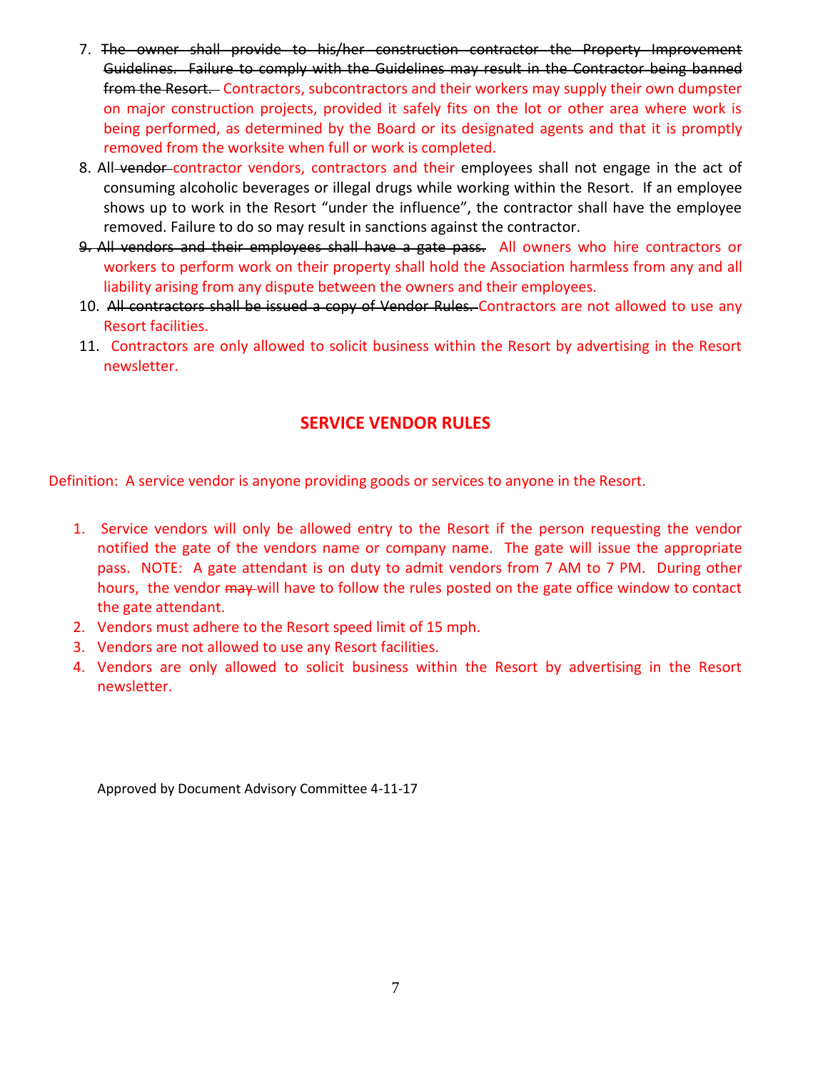7. ~~The owner shall provide to his/her construction contractor the Property Improvement Guidelines. Failure to comply with the Guidelines may result in the Contractor being banned from the Resort.~~ Contractors, subcontractors and their workers may supply their own dumpster on major construction projects, provided it safely fits on the lot or other area where work is being performed, as determined by the Board or its designated agents and that it is promptly removed from the worksite when full or work is completed.
8. All ~~vendor~~ contractor vendors, contractors and their employees shall not engage in the act of consuming alcoholic beverages or illegal drugs while working within the Resort. If an employee shows up to work in the Resort "under the influence", the contractor shall have the employee removed. Failure to do so may result in sanctions against the contractor.
9. ~~All vendors and their employees shall have a gate pass.~~ All owners who hire contractors or workers to perform work on their property shall hold the Association harmless from any and all liability arising from any dispute between the owners and their employees.
10. ~~All contractors shall be issued a copy of Vendor Rules.~~ Contractors are not allowed to use any Resort facilities.
11. Contractors are only allowed to solicit business within the Resort by advertising in the Resort newsletter.

## SERVICE VENDOR RULES

Definition: A service vendor is anyone providing goods or services to anyone in the Resort.

1. Service vendors will only be allowed entry to the Resort if the person requesting the vendor notified the gate of the vendors name or company name. The gate will issue the appropriate pass. NOTE: A gate attendant is on duty to admit vendors from 7 AM to 7 PM. During other hours, the vendor ~~may~~ will have to follow the rules posted on the gate office window to contact the gate attendant.
2. Vendors must adhere to the Resort speed limit of 15 mph.
3. Vendors are not allowed to use any Resort facilities.
4. Vendors are only allowed to solicit business within the Resort by advertising in the Resort newsletter.

Approved by Document Advisory Committee 4-11-17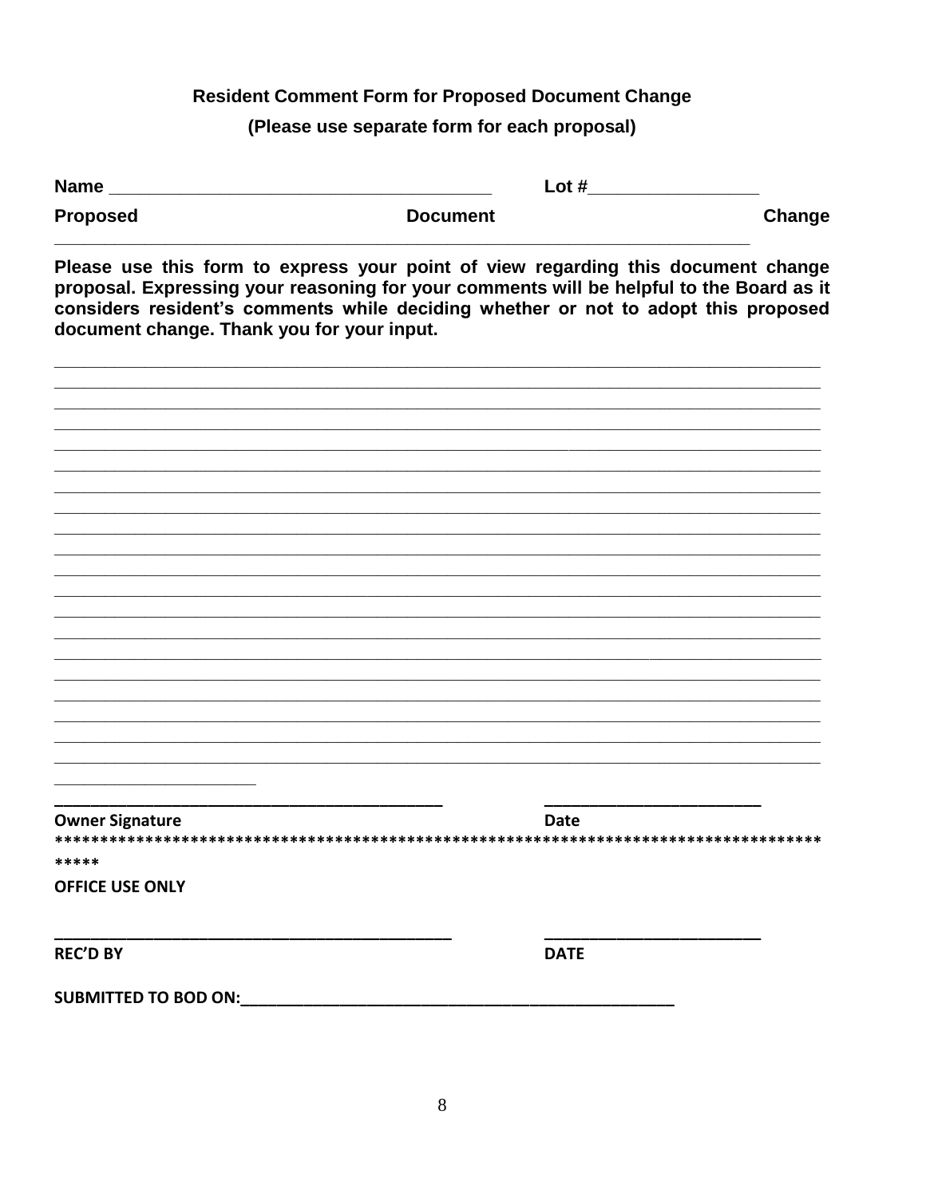**Resident Comment Form for Proposed Document Change**

**(Please use separate form for each proposal)**

**Name** ______________________________________ **Lot #**________________

**Proposed Document Change** _______________________________________________________________

**Please use this form to express your point of view regarding this document change proposal. Expressing your reasoning for your comments will be helpful to the Board as it considers resident's comments while deciding whether or not to adopt this proposed document change. Thank you for your input.**

_____________________________________________________________________________

_____________________________________________________________________________

_____________________________________________________________________________

_____________________________________________________________________________

_____________________________________________________________________________

_____________________________________________________________________________

_____________________________________________________________________________

_____________________________________________________________________________

_____________________________________________________________________________

_____________________________________________________________________________

_____________________________________________________________________________

_____________________________________________________________________________

_____________________________________________________________________________

_____________________________________________________________________________

_____________________________________________________________________________

_____________________________________________________________________________

_____________________________________________________________________________

_____________________________________________________________________________

_____________________________________________________________________________

_____________________

_____________________________________________ _________________________

**Owner Signature** **Date**

*******************************************************************************************

**OFFICE USE ONLY**

_____________________________________________ _________________________

**REC'D BY** **DATE**

**SUBMITTED TO BOD ON:**_______________________________________________